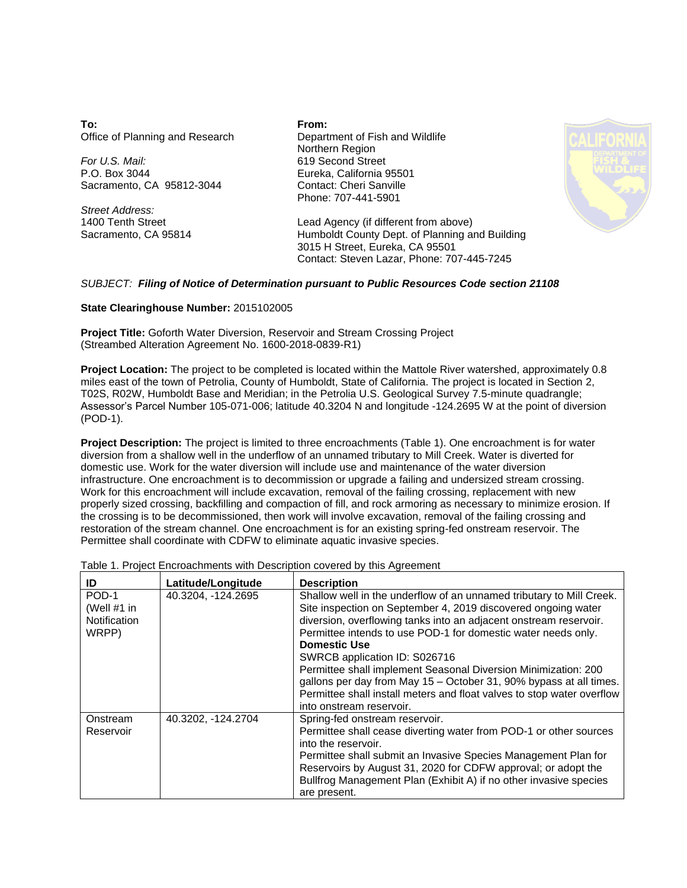**To:**
Office of Planning and Research

*For U.S. Mail:*
P.O. Box 3044
Sacramento, CA 95812-3044

*Street Address:*
1400 Tenth Street
Sacramento, CA 95814

**From:**
Department of Fish and Wildlife
Northern Region
619 Second Street
Eureka, California 95501
Contact: Cheri Sanville
Phone: 707-441-5901

Lead Agency (if different from above)
Humboldt County Dept. of Planning and Building
3015 H Street, Eureka, CA 95501
Contact: Steven Lazar, Phone: 707-445-7245

*SUBJECT:* ***Filing of Notice of Determination pursuant to Public Resources Code section 21108***

**State Clearinghouse Number:** 2015102005

**Project Title:** Goforth Water Diversion, Reservoir and Stream Crossing Project
(Streambed Alteration Agreement No. 1600-2018-0839-R1)

**Project Location:** The project to be completed is located within the Mattole River watershed, approximately 0.8 miles east of the town of Petrolia, County of Humboldt, State of California. The project is located in Section 2, T02S, R02W, Humboldt Base and Meridian; in the Petrolia U.S. Geological Survey 7.5-minute quadrangle; Assessor's Parcel Number 105-071-006; latitude 40.3204 N and longitude -124.2695 W at the point of diversion (POD-1).

**Project Description:** The project is limited to three encroachments (Table 1). One encroachment is for water diversion from a shallow well in the underflow of an unnamed tributary to Mill Creek. Water is diverted for domestic use. Work for the water diversion will include use and maintenance of the water diversion infrastructure. One encroachment is to decommission or upgrade a failing and undersized stream crossing. Work for this encroachment will include excavation, removal of the failing crossing, replacement with new properly sized crossing, backfilling and compaction of fill, and rock armoring as necessary to minimize erosion. If the crossing is to be decommissioned, then work will involve excavation, removal of the failing crossing and restoration of the stream channel. One encroachment is for an existing spring-fed onstream reservoir. The Permittee shall coordinate with CDFW to eliminate aquatic invasive species.

Table 1. Project Encroachments with Description covered by this Agreement

| ID | Latitude/Longitude | Description |
|---|---|---|
| POD-1 (Well #1 in Notification WRPP) | 40.3204, -124.2695 | Shallow well in the underflow of an unnamed tributary to Mill Creek. Site inspection on September 4, 2019 discovered ongoing water diversion, overflowing tanks into an adjacent onstream reservoir. Permittee intends to use POD-1 for domestic water needs only. **Domestic Use** SWRCB application ID: S026716 Permittee shall implement Seasonal Diversion Minimization: 200 gallons per day from May 15 – October 31, 90% bypass at all times. Permittee shall install meters and float valves to stop water overflow into onstream reservoir. |
| Onstream Reservoir | 40.3202, -124.2704 | Spring-fed onstream reservoir. Permittee shall cease diverting water from POD-1 or other sources into the reservoir. Permittee shall submit an Invasive Species Management Plan for Reservoirs by August 31, 2020 for CDFW approval; or adopt the Bullfrog Management Plan (Exhibit A) if no other invasive species are present. |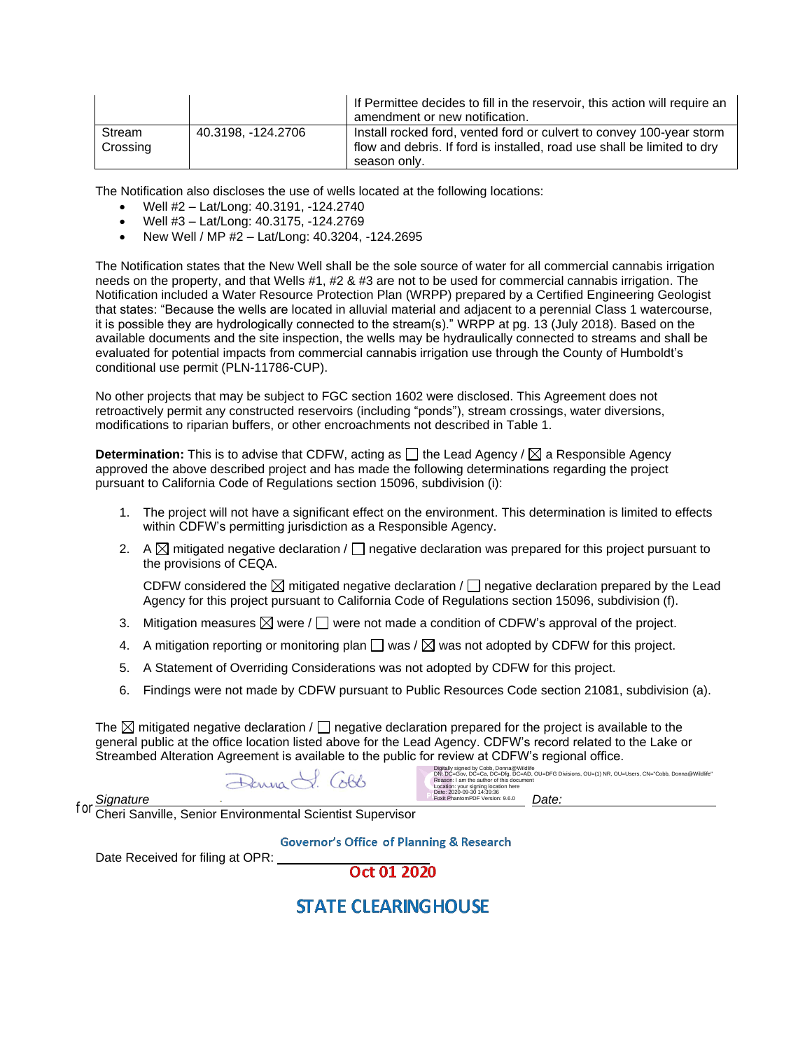| | | |
|---|---|---|
| | | If Permittee decides to fill in the reservoir, this action will require an amendment or new notification. |
| Stream Crossing | 40.3198, -124.2706 | Install rocked ford, vented ford or culvert to convey 100-year storm flow and debris. If ford is installed, road use shall be limited to dry season only. |

The Notification also discloses the use of wells located at the following locations:

- Well #2 – Lat/Long: 40.3191, -124.2740
- Well #3 – Lat/Long: 40.3175, -124.2769
- New Well / MP #2 – Lat/Long: 40.3204, -124.2695

The Notification states that the New Well shall be the sole source of water for all commercial cannabis irrigation needs on the property, and that Wells #1, #2 & #3 are not to be used for commercial cannabis irrigation. The Notification included a Water Resource Protection Plan (WRPP) prepared by a Certified Engineering Geologist that states: "Because the wells are located in alluvial material and adjacent to a perennial Class 1 watercourse, it is possible they are hydrologically connected to the stream(s)." WRPP at pg. 13 (July 2018). Based on the available documents and the site inspection, the wells may be hydraulically connected to streams and shall be evaluated for potential impacts from commercial cannabis irrigation use through the County of Humboldt's conditional use permit (PLN-11786-CUP).

No other projects that may be subject to FGC section 1602 were disclosed. This Agreement does not retroactively permit any constructed reservoirs (including "ponds"), stream crossings, water diversions, modifications to riparian buffers, or other encroachments not described in Table 1.

**Determination:** This is to advise that CDFW, acting as ☐ the Lead Agency / ☒ a Responsible Agency approved the above described project and has made the following determinations regarding the project pursuant to California Code of Regulations section 15096, subdivision (i):

1. The project will not have a significant effect on the environment. This determination is limited to effects within CDFW's permitting jurisdiction as a Responsible Agency.
2. A ☒ mitigated negative declaration / ☐ negative declaration was prepared for this project pursuant to the provisions of CEQA.

   CDFW considered the ☒ mitigated negative declaration / ☐ negative declaration prepared by the Lead Agency for this project pursuant to California Code of Regulations section 15096, subdivision (f).
3. Mitigation measures ☒ were / ☐ were not made a condition of CDFW's approval of the project.
4. A mitigation reporting or monitoring plan ☐ was / ☒ was not adopted by CDFW for this project.
5. A Statement of Overriding Considerations was not adopted by CDFW for this project.
6. Findings were not made by CDFW pursuant to Public Resources Code section 21081, subdivision (a).

The ☒ mitigated negative declaration / ☐ negative declaration prepared for the project is available to the general public at the office location listed above for the Lead Agency. CDFW's record related to the Lake or Streambed Alteration Agreement is available to the public for review at CDFW's regional office.

Donna L. Cobb

Digitally signed by Cobb, Donna@Wildlife
DN: DC=Gov, DC=Ca, DC=Dfg, DC=AD, OU=DFG Divisions, OU=(1) NR, OU=Users, CN="Cobb, Donna@Wildlife"
Reason: I am the author of this document
Location: your signing location here
Date: 2020-09-30 14:39:36
Foxit PhantomPDF Version: 9.6.0

*Signature* *Date:*

for Cheri Sanville, Senior Environmental Scientist Supervisor

Governor's Office of Planning & Research

Date Received for filing at OPR: Oct 01 2020

STATE CLEARINGHOUSE